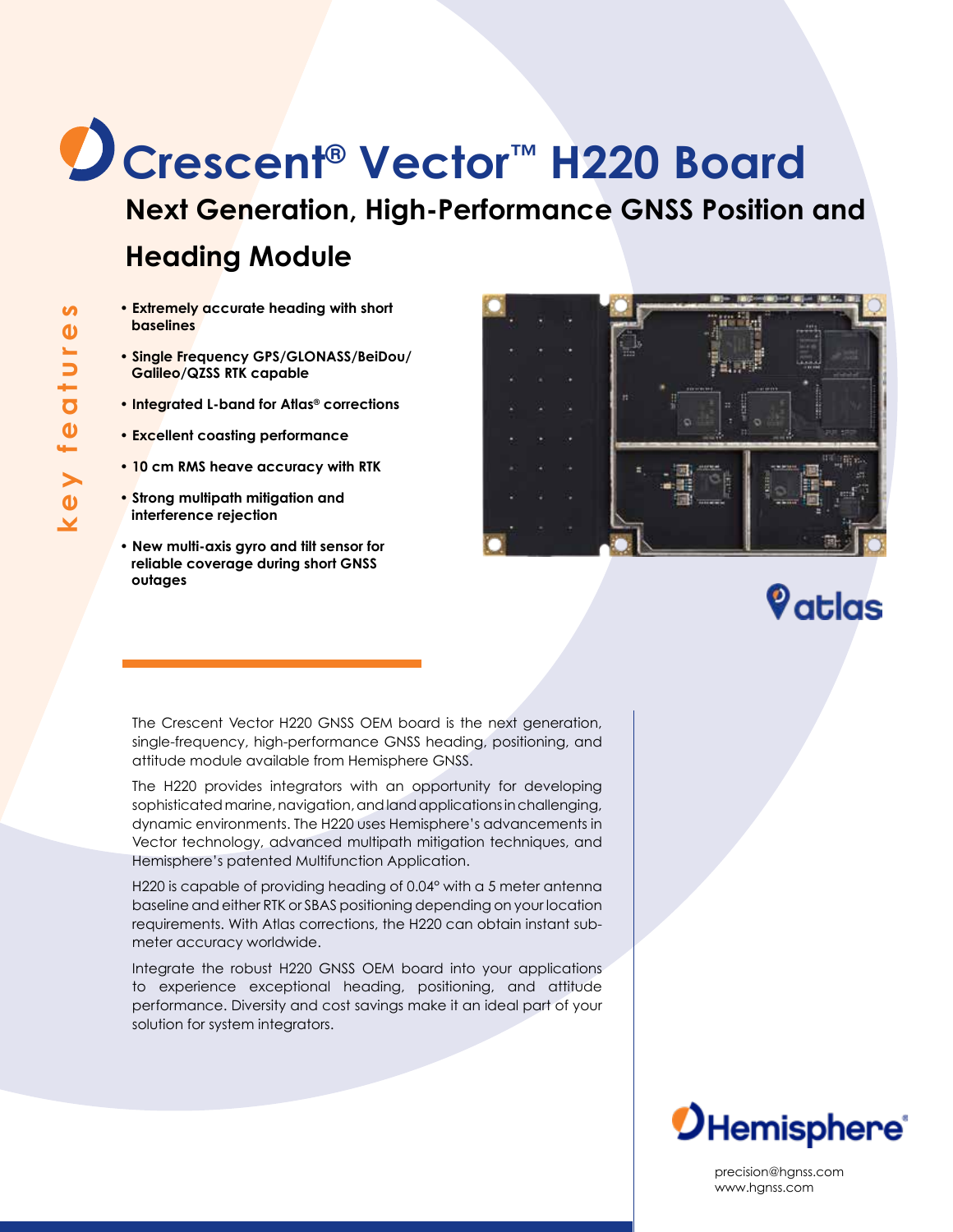# Crescent® Vector™ H220 Board

## Next Generation, High-Performance GNSS Position and Heading Module

**key features**

- **Extremely accurate heading with short baselines**
- **Single Frequency GPS/GLONASS/BeiDou/ Galileo/QZSS RTK capable**
- **Integrated L-band for Atlas® corrections**
- **Excellent coasting performance**
- **10 cm RMS heave accuracy with RTK**
- **Strong multipath mitigation and interference rejection**
- **New multi-axis gyro and tilt sensor for reliable coverage during short GNSS outages**

atlas

The Crescent Vector H220 GNSS OEM board is the next generation, single-frequency, high-performance GNSS heading, positioning, and attitude module available from Hemisphere GNSS.

The H220 provides integrators with an opportunity for developing sophisticated marine, navigation, and land applications in challenging, dynamic environments. The H220 uses Hemisphere's advancements in Vector technology, advanced multipath mitigation techniques, and Hemisphere's patented Multifunction Application.

H220 is capable of providing heading of 0.04° with a 5 meter antenna baseline and either RTK or SBAS positioning depending on your location requirements. With Atlas corrections, the H220 can obtain instant sub-meter accuracy worldwide.

Integrate the robust H220 GNSS OEM board into your applications to experience exceptional heading, positioning, and attitude performance. Diversity and cost savings make it an ideal part of your solution for system integrators.

Hemisphere®

precision@hgnss.com
www.hgnss.com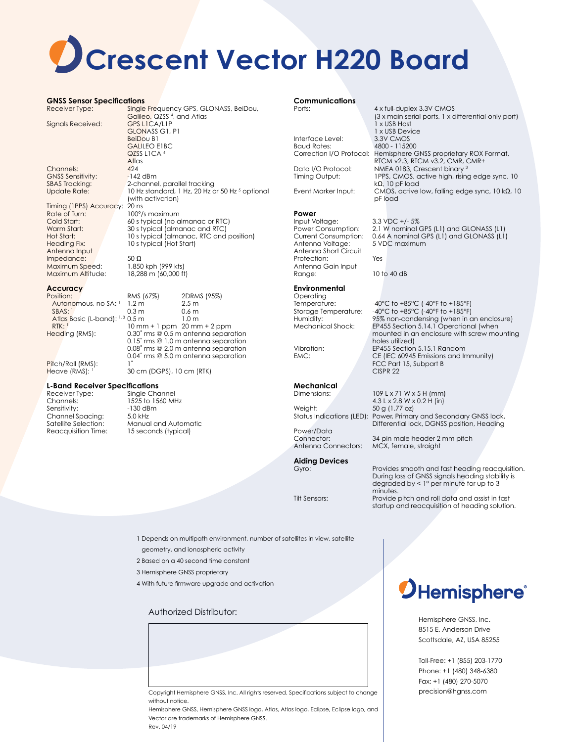# Crescent Vector H220 Board

## GNSS Sensor Specifications

| | |
|---|---|
| Receiver Type: | Single Frequency GPS, GLONASS, BeiDou, Galileo, QZSS [4], and Atlas |
| Signals Received: | GPS L1CA/L1P<br>GLONASS G1, P1<br>BeiDou B1<br>GALILEO E1BC<br>QZSS L1CA [4]<br>Atlas |
| Channels: | 424 |
| GNSS Sensitivity: | -142 dBm |
| SBAS Tracking: | 2-channel, parallel tracking |
| Update Rate: | 10 Hz standard, 1 Hz, 20 Hz or 50 Hz [5] optional (with activation) |
| Timing (1PPS) Accuracy: | 20 ns |
| Rate of Turn: | 100°/s maximum |
| Cold Start: | 60 s typical (no almanac or RTC) |
| Warm Start: | 30 s typical (almanac and RTC) |
| Hot Start: | 10 s typical (almanac, RTC and position) |
| Heading Fix: | 10 s typical (Hot Start) |
| Antenna Input Impedance: | 50 Ω |
| Maximum Speed: | 1,850 kph (999 kts) |
| Maximum Altitude: | 18,288 m (60,000 ft) |

## Accuracy

| Position: | RMS (67%) | 2DRMS (95%) |
|---|---|---|
| Autonomous, no SA: [1] | 1.2 m | 2.5 m |
| SBAS: [1] | 0.3 m | 0.6 m |
| Atlas Basic (L-band): [1, 3] | 0.5 m | 1.0 m |
| RTK: [1] | 10 mm + 1 ppm | 20 mm + 2 ppm |
| Heading (RMS): | 0.30° rms @ 0.5 m antenna separation<br>0.15° rms @ 1.0 m antenna separation<br>0.08° rms @ 2.0 m antenna separation<br>0.04° rms @ 5.0 m antenna separation | |
| Pitch/Roll (RMS): | 1° | |
| Heave (RMS): [1] | 30 cm (DGPS), 10 cm (RTK) | |

## L-Band Receiver Specifications

| | |
|---|---|
| Receiver Type: | Single Channel |
| Channels: | 1525 to 1560 MHz |
| Sensitivity: | -130 dBm |
| Channel Spacing: | 5.0 kHz |
| Satellite Selection: | Manual and Automatic |
| Reacquisition Time: | 15 seconds (typical) |

## Communications

| | |
|---|---|
| Ports: | 4 x full-duplex 3.3V CMOS (3 x main serial ports, 1 x differential-only port)<br>1 x USB Host<br>1 x USB Device |
| Interface Level: | 3.3V CMOS |
| Baud Rates: | 4800 - 115200 |
| Correction I/O Protocol: | Hemisphere GNSS proprietary ROX Format, RTCM v2.3, RTCM v3.2, CMR, CMR+ |
| Data I/O Protocol: | NMEA 0183, Crescent binary [3] |
| Timing Output: | 1PPS, CMOS, active high, rising edge sync, 10 kΩ, 10 pF load |
| Event Marker Input: | CMOS, active low, falling edge sync, 10 kΩ, 10 pF load |

## Power

| | |
|---|---|
| Input Voltage: | 3.3 VDC +/- 5% |
| Power Consumption: | 2.1 W nominal GPS (L1) and GLONASS (L1) |
| Current Consumption: | 0.64 A nominal GPS (L1) and GLONASS (L1) |
| Antenna Voltage: | 5 VDC maximum |
| Antenna Short Circuit Protection: | Yes |
| Antenna Gain Input Range: | 10 to 40 dB |

## Environmental

| | |
|---|---|
| Operating Temperature: | -40°C to +85°C (-40°F to +185°F) |
| Storage Temperature: | -40°C to +85°C (-40°F to +185°F) |
| Humidity: | 95% non-condensing (when in an enclosure) |
| Mechanical Shock: | EP455 Section 5.14.1 Operational (when mounted in an enclosure with screw mounting holes utilized) |
| Vibration: | EP455 Section 5.15.1 Random |
| EMC: | CE (IEC 60945 Emissions and Immunity)<br>FCC Part 15, Subpart B<br>CISPR 22 |

## Mechanical

| | |
|---|---|
| Dimensions: | 109 L x 71 W x 5 H (mm)<br>4.3 L x 2.8 W x 0.2 H (in) |
| Weight: | 50 g (1.77 oz) |
| Status Indications (LED): | Power, Primary and Secondary GNSS lock, Differential lock, DGNSS position, Heading |
| Power/Data Connector: | 34-pin male header 2 mm pitch |
| Antenna Connectors: | MCX, female, straight |

## Aiding Devices

| | |
|---|---|
| Gyro: | Provides smooth and fast heading reacquisition. During loss of GNSS signals heading stability is degraded by < 1° per minute for up to 3 minutes. |
| Tilt Sensors: | Provide pitch and roll data and assist in fast startup and reacquisition of heading solution. |

1 Depends on multipath environment, number of satellites in view, satellite geometry, and ionospheric activity

2 Based on a 40 second time constant

3 Hemisphere GNSS proprietary

4 With future firmware upgrade and activation

Authorized Distributor:

Copyright Hemisphere GNSS, Inc. All rights reserved. Specifications subject to change without notice.

Hemisphere GNSS, Hemisphere GNSS logo, Atlas, Atlas logo, Eclipse, Eclipse logo, and Vector are trademarks of Hemisphere GNSS.

Rev. 04/19

Hemisphere®

Hemisphere GNSS, Inc.
8515 E. Anderson Drive
Scottsdale, AZ, USA 85255

Toll-Free: +1 (855) 203-1770
Phone: +1 (480) 348-6380
Fax: +1 (480) 270-5070
precision@hgnss.com